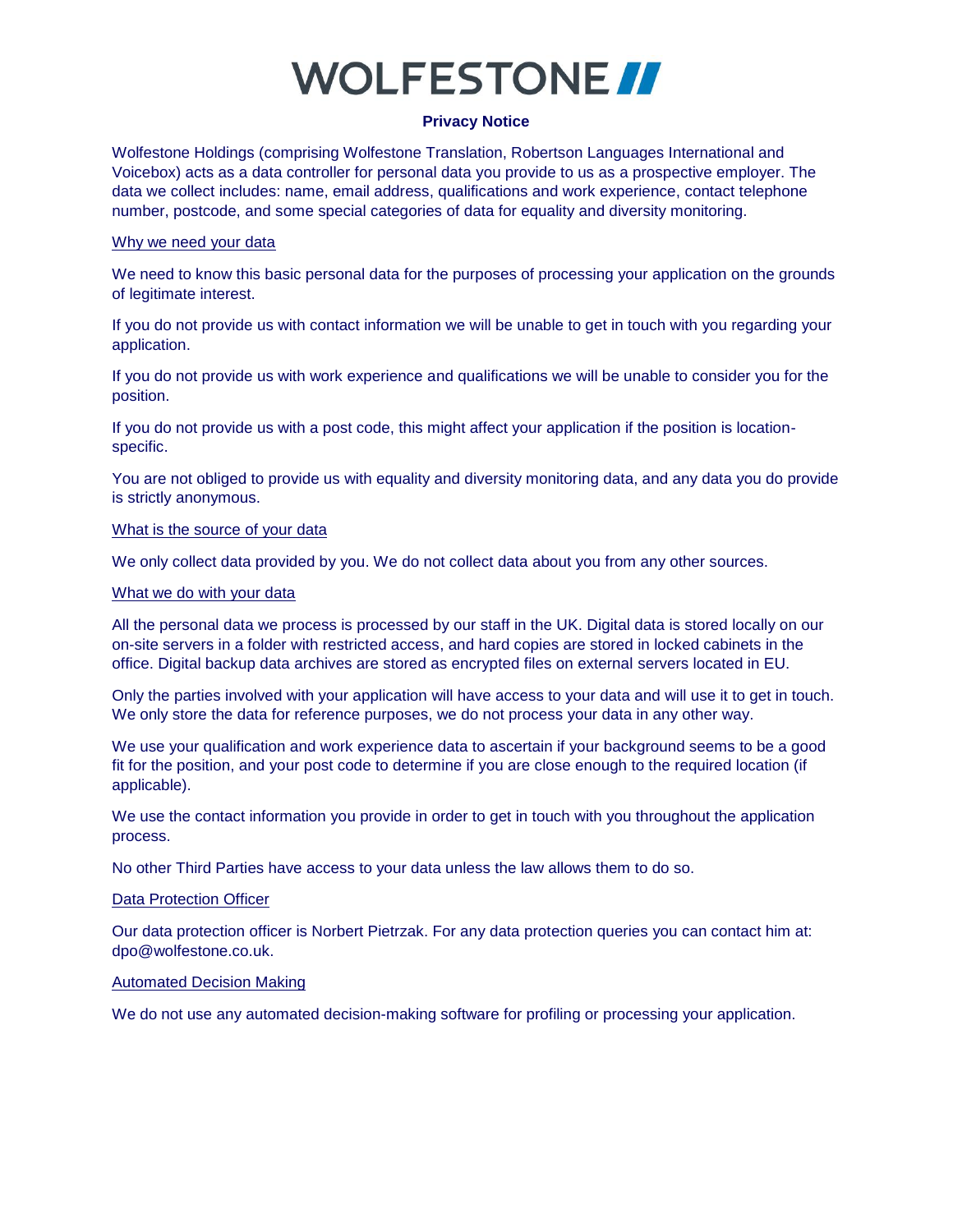# WOLFESTONE

**Privacy Notice**

Wolfestone Holdings (comprising Wolfestone Translation, Robertson Languages International and Voicebox) acts as a data controller for personal data you provide to us as a prospective employer. The data we collect includes: name, email address, qualifications and work experience, contact telephone number, postcode, and some special categories of data for equality and diversity monitoring.

## Why we need your data

We need to know this basic personal data for the purposes of processing your application on the grounds of legitimate interest.

If you do not provide us with contact information we will be unable to get in touch with you regarding your application.

If you do not provide us with work experience and qualifications we will be unable to consider you for the position.

If you do not provide us with a post code, this might affect your application if the position is location-specific.

You are not obliged to provide us with equality and diversity monitoring data, and any data you do provide is strictly anonymous.

## What is the source of your data

We only collect data provided by you. We do not collect data about you from any other sources.

## What we do with your data

All the personal data we process is processed by our staff in the UK. Digital data is stored locally on our on-site servers in a folder with restricted access, and hard copies are stored in locked cabinets in the office. Digital backup data archives are stored as encrypted files on external servers located in EU.

Only the parties involved with your application will have access to your data and will use it to get in touch. We only store the data for reference purposes, we do not process your data in any other way.

We use your qualification and work experience data to ascertain if your background seems to be a good fit for the position, and your post code to determine if you are close enough to the required location (if applicable).

We use the contact information you provide in order to get in touch with you throughout the application process.

No other Third Parties have access to your data unless the law allows them to do so.

## Data Protection Officer

Our data protection officer is Norbert Pietrzak. For any data protection queries you can contact him at: dpo@wolfestone.co.uk.

## Automated Decision Making

We do not use any automated decision-making software for profiling or processing your application.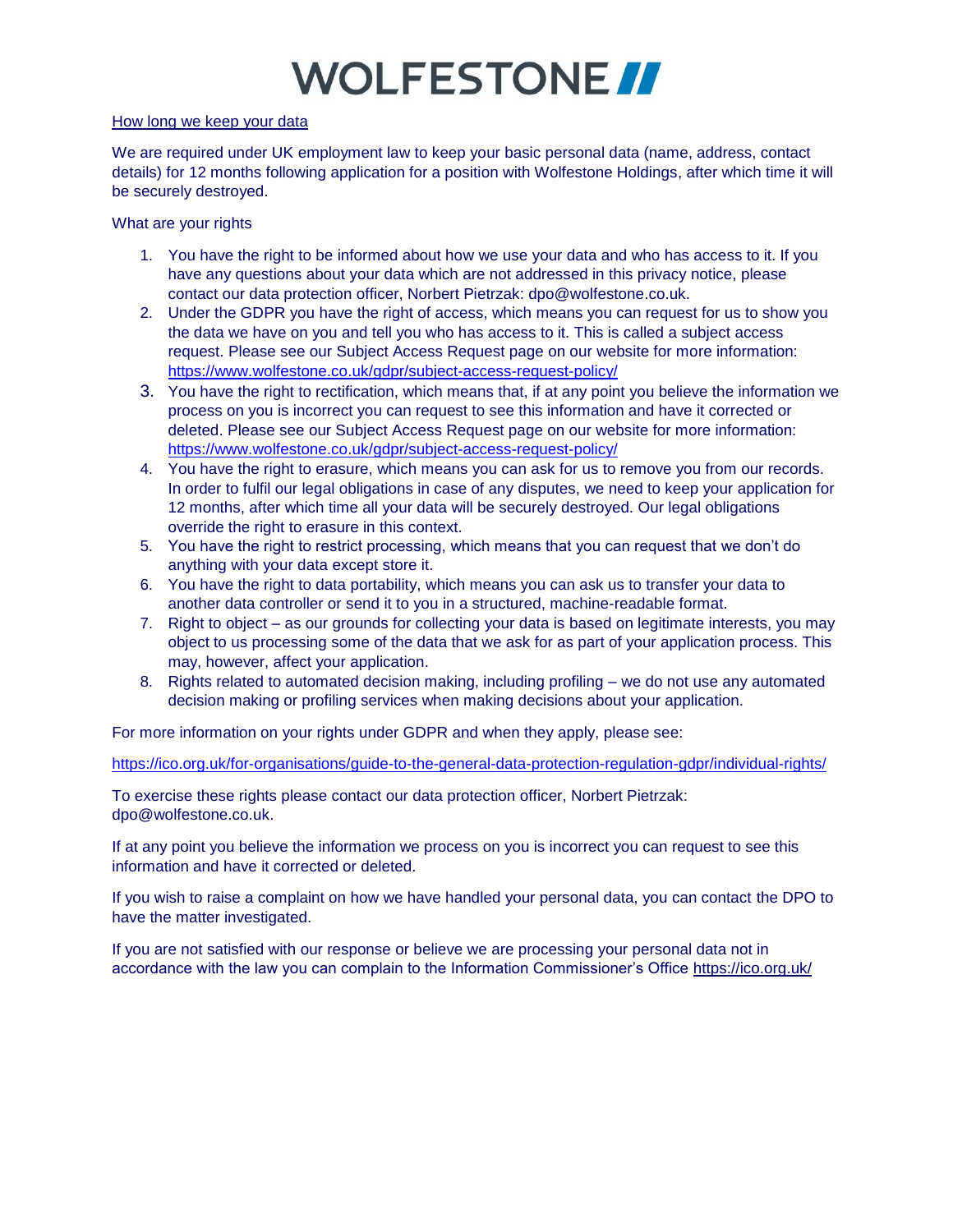How long we keep your data

We are required under UK employment law to keep your basic personal data (name, address, contact details) for 12 months following application for a position with Wolfestone Holdings, after which time it will be securely destroyed.

What are your rights

1. You have the right to be informed about how we use your data and who has access to it. If you have any questions about your data which are not addressed in this privacy notice, please contact our data protection officer, Norbert Pietrzak: dpo@wolfestone.co.uk.
2. Under the GDPR you have the right of access, which means you can request for us to show you the data we have on you and tell you who has access to it. This is called a subject access request. Please see our Subject Access Request page on our website for more information: https://www.wolfestone.co.uk/gdpr/subject-access-request-policy/
3. You have the right to rectification, which means that, if at any point you believe the information we process on you is incorrect you can request to see this information and have it corrected or deleted. Please see our Subject Access Request page on our website for more information: https://www.wolfestone.co.uk/gdpr/subject-access-request-policy/
4. You have the right to erasure, which means you can ask for us to remove you from our records. In order to fulfil our legal obligations in case of any disputes, we need to keep your application for 12 months, after which time all your data will be securely destroyed. Our legal obligations override the right to erasure in this context.
5. You have the right to restrict processing, which means that you can request that we don't do anything with your data except store it.
6. You have the right to data portability, which means you can ask us to transfer your data to another data controller or send it to you in a structured, machine-readable format.
7. Right to object – as our grounds for collecting your data is based on legitimate interests, you may object to us processing some of the data that we ask for as part of your application process. This may, however, affect your application.
8. Rights related to automated decision making, including profiling – we do not use any automated decision making or profiling services when making decisions about your application.

For more information on your rights under GDPR and when they apply, please see:

https://ico.org.uk/for-organisations/guide-to-the-general-data-protection-regulation-gdpr/individual-rights/

To exercise these rights please contact our data protection officer, Norbert Pietrzak: dpo@wolfestone.co.uk.

If at any point you believe the information we process on you is incorrect you can request to see this information and have it corrected or deleted.

If you wish to raise a complaint on how we have handled your personal data, you can contact the DPO to have the matter investigated.

If you are not satisfied with our response or believe we are processing your personal data not in accordance with the law you can complain to the Information Commissioner's Office https://ico.org.uk/